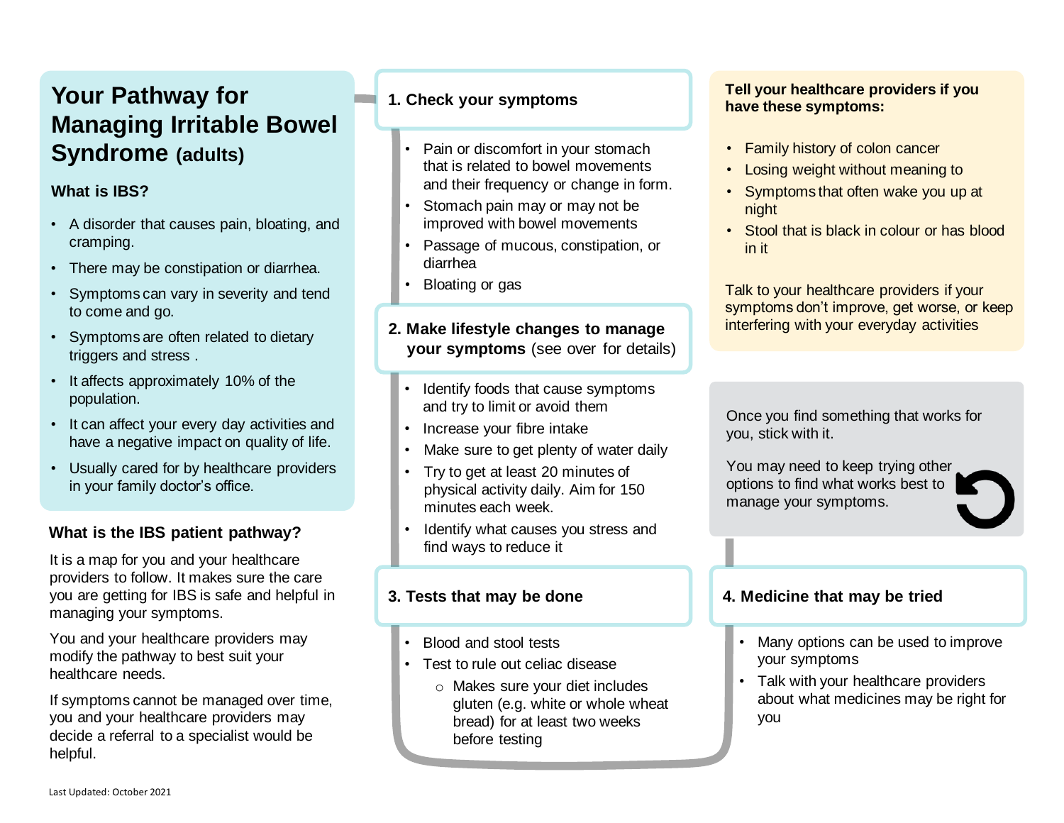# Your Pathway for Managing Irritable Bowel Syndrome (adults)

### What is IBS?

- A disorder that causes pain, bloating, and cramping.
- There may be constipation or diarrhea.
- Symptoms can vary in severity and tend to come and go.
- Symptoms are often related to dietary triggers and stress .
- It affects approximately 10% of the population.
- It can affect your every day activities and have a negative impact on quality of life.
- Usually cared for by healthcare providers in your family doctor's office.

### What is the IBS patient pathway?

It is a map for you and your healthcare providers to follow. It makes sure the care you are getting for IBS is safe and helpful in managing your symptoms.

You and your healthcare providers may modify the pathway to best suit your healthcare needs.

If symptoms cannot be managed over time, you and your healthcare providers may decide a referral to a specialist would be helpful.

### 1. Check your symptoms

- Pain or discomfort in your stomach that is related to bowel movements and their frequency or change in form.
- Stomach pain may or may not be improved with bowel movements
- Passage of mucous, constipation, or diarrhea
- Bloating or gas

### 2. Make lifestyle changes to manage your symptoms (see over for details)

- Identify foods that cause symptoms and try to limit or avoid them
- Increase your fibre intake
- Make sure to get plenty of water daily
- Try to get at least 20 minutes of physical activity daily. Aim for 150 minutes each week.
- Identify what causes you stress and find ways to reduce it

### 3. Tests that may be done

- Blood and stool tests
- Test to rule out celiac disease
  - Makes sure your diet includes gluten (e.g. white or whole wheat bread) for at least two weeks before testing

### Tell your healthcare providers if you have these symptoms:

- Family history of colon cancer
- Losing weight without meaning to
- Symptoms that often wake you up at night
- Stool that is black in colour or has blood in it

Talk to your healthcare providers if your symptoms don't improve, get worse, or keep interfering with your everyday activities

Once you find something that works for you, stick with it.

You may need to keep trying other options to find what works best to manage your symptoms.

### 4. Medicine that may be tried

- Many options can be used to improve your symptoms
- Talk with your healthcare providers about what medicines may be right for you

Last Updated: October 2021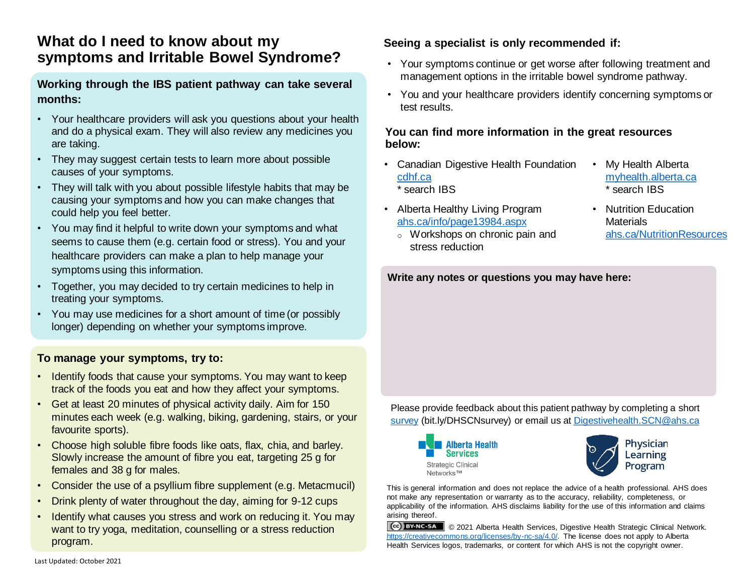# What do I need to know about my symptoms and Irritable Bowel Syndrome?

## Working through the IBS patient pathway can take several months:

- Your healthcare providers will ask you questions about your health and do a physical exam. They will also review any medicines you are taking.
- They may suggest certain tests to learn more about possible causes of your symptoms.
- They will talk with you about possible lifestyle habits that may be causing your symptoms and how you can make changes that could help you feel better.
- You may find it helpful to write down your symptoms and what seems to cause them (e.g. certain food or stress). You and your healthcare providers can make a plan to help manage your symptoms using this information.
- Together, you may decided to try certain medicines to help in treating your symptoms.
- You may use medicines for a short amount of time (or possibly longer) depending on whether your symptoms improve.

## To manage your symptoms, try to:

- Identify foods that cause your symptoms. You may want to keep track of the foods you eat and how they affect your symptoms.
- Get at least 20 minutes of physical activity daily. Aim for 150 minutes each week (e.g. walking, biking, gardening, stairs, or your favourite sports).
- Choose high soluble fibre foods like oats, flax, chia, and barley. Slowly increase the amount of fibre you eat, targeting 25 g for females and 38 g for males.
- Consider the use of a psyllium fibre supplement (e.g. Metacmucil)
- Drink plenty of water throughout the day, aiming for 9-12 cups
- Identify what causes your stress and work on reducing it. You may want to try yoga, meditation, counselling or a stress reduction program.

Last Updated: October 2021

## Seeing a specialist is only recommended if:

- Your symptoms continue or get worse after following treatment and management options in the irritable bowel syndrome pathway.
- You and your healthcare providers identify concerning symptoms or test results.

## You can find more information in the great resources below:

- Canadian Digestive Health Foundation [cdhf.ca](cdhf.ca)
  * search IBS
- Alberta Healthy Living Program [ahs.ca/info/page13984.aspx](ahs.ca/info/page13984.aspx)
  - Workshops on chronic pain and stress reduction
- My Health Alberta [myhealth.alberta.ca](myhealth.alberta.ca)
  * search IBS
- Nutrition Education Materials [ahs.ca/NutritionResources](ahs.ca/NutritionResources)

**Write any notes or questions you may have here:**

Please provide feedback about this patient pathway by completing a short survey (bit.ly/DHSCNsurvey) or email us at Digestivehealth.SCN@ahs.ca

Alberta Health Services Strategic Clinical Networks™

Physician Learning Program

This is general information and does not replace the advice of a health professional. AHS does not make any representation or warranty as to the accuracy, reliability, completeness, or applicability of the information. AHS disclaims liability for the use of this information and claims arising thereof.

© 2021 Alberta Health Services, Digestive Health Strategic Clinical Network. https://creativecommons.org/licenses/by-nc-sa/4.0/. The license does not apply to Alberta Health Services logos, trademarks, or content for which AHS is not the copyright owner.